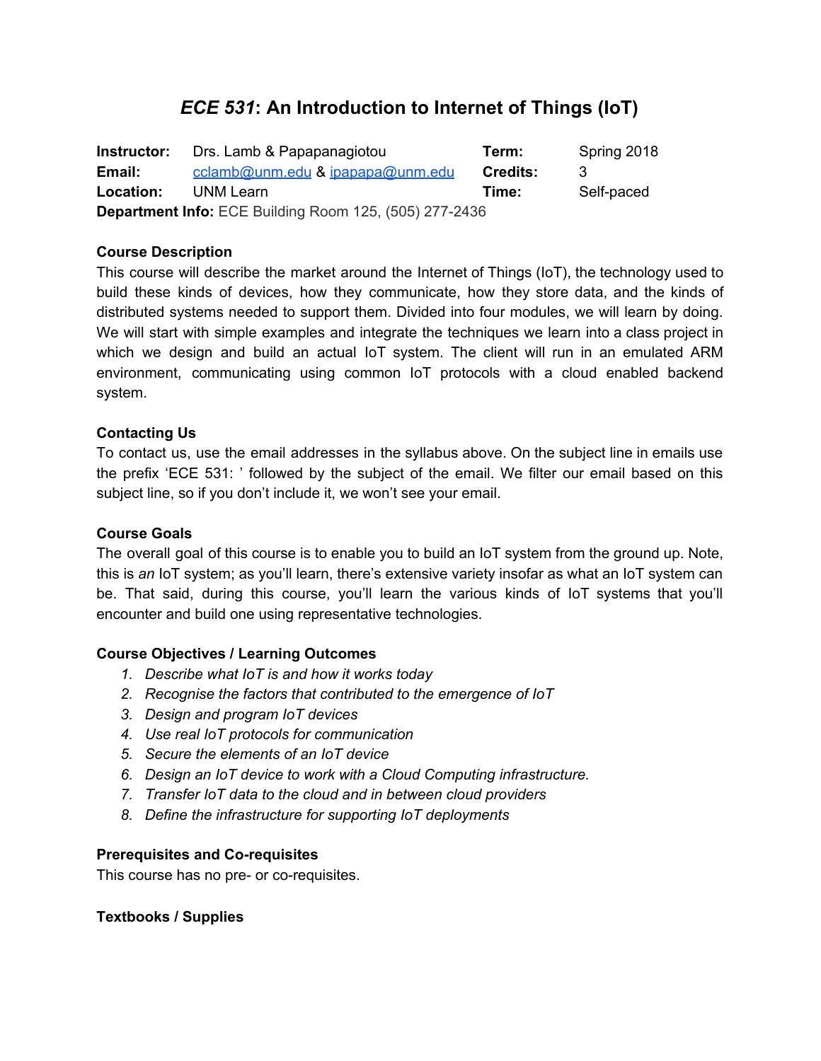# *ECE 531*: An Introduction to Internet of Things (IoT)

| | | | |
|---|---|---|---|
| **Instructor:** | Drs. Lamb & Papapanagiotou | **Term:** | Spring 2018 |
| **Email:** | cclamb@unm.edu & ipapapa@unm.edu | **Credits:** | 3 |
| **Location:** | UNM Learn | **Time:** | Self-paced |

**Department Info:** ECE Building Room 125, (505) 277-2436

### Course Description

This course will describe the market around the Internet of Things (IoT), the technology used to build these kinds of devices, how they communicate, how they store data, and the kinds of distributed systems needed to support them. Divided into four modules, we will learn by doing. We will start with simple examples and integrate the techniques we learn into a class project in which we design and build an actual IoT system. The client will run in an emulated ARM environment, communicating using common IoT protocols with a cloud enabled backend system.

### Contacting Us

To contact us, use the email addresses in the syllabus above. On the subject line in emails use the prefix 'ECE 531: ' followed by the subject of the email. We filter our email based on this subject line, so if you don't include it, we won't see your email.

### Course Goals

The overall goal of this course is to enable you to build an IoT system from the ground up. Note, this is *an* IoT system; as you'll learn, there's extensive variety insofar as what an IoT system can be. That said, during this course, you'll learn the various kinds of IoT systems that you'll encounter and build one using representative technologies.

### Course Objectives / Learning Outcomes

1. *Describe what IoT is and how it works today*
2. *Recognise the factors that contributed to the emergence of IoT*
3. *Design and program IoT devices*
4. *Use real IoT protocols for communication*
5. *Secure the elements of an IoT device*
6. *Design an IoT device to work with a Cloud Computing infrastructure.*
7. *Transfer IoT data to the cloud and in between cloud providers*
8. *Define the infrastructure for supporting IoT deployments*

### Prerequisites and Co-requisites

This course has no pre- or co-requisites.

### Textbooks / Supplies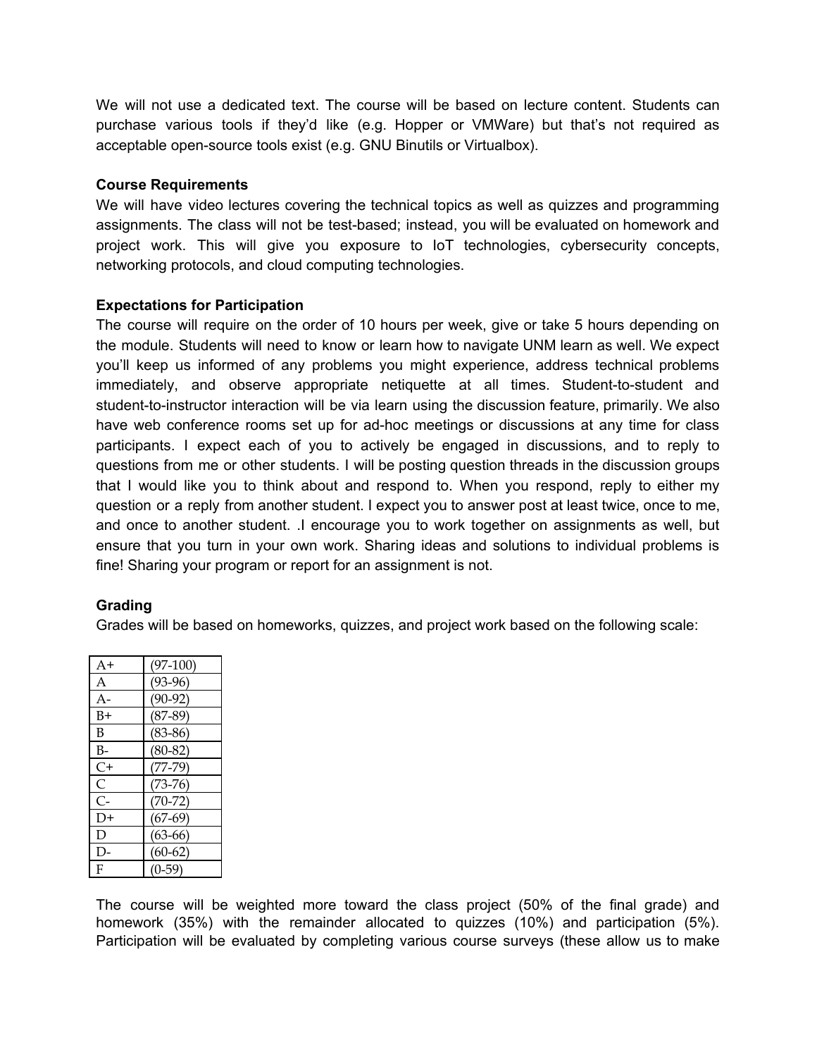We will not use a dedicated text. The course will be based on lecture content. Students can purchase various tools if they'd like (e.g. Hopper or VMWare) but that's not required as acceptable open-source tools exist (e.g. GNU Binutils or Virtualbox).

**Course Requirements**

We will have video lectures covering the technical topics as well as quizzes and programming assignments. The class will not be test-based; instead, you will be evaluated on homework and project work. This will give you exposure to IoT technologies, cybersecurity concepts, networking protocols, and cloud computing technologies.

**Expectations for Participation**

The course will require on the order of 10 hours per week, give or take 5 hours depending on the module. Students will need to know or learn how to navigate UNM learn as well. We expect you'll keep us informed of any problems you might experience, address technical problems immediately, and observe appropriate netiquette at all times. Student-to-student and student-to-instructor interaction will be via learn using the discussion feature, primarily. We also have web conference rooms set up for ad-hoc meetings or discussions at any time for class participants. I expect each of you to actively be engaged in discussions, and to reply to questions from me or other students. I will be posting question threads in the discussion groups that I would like you to think about and respond to. When you respond, reply to either my question or a reply from another student. I expect you to answer post at least twice, once to me, and once to another student. .I encourage you to work together on assignments as well, but ensure that you turn in your own work. Sharing ideas and solutions to individual problems is fine! Sharing your program or report for an assignment is not.

**Grading**

Grades will be based on homeworks, quizzes, and project work based on the following scale:

| Grade | Range |
|---|---|
| A+ | (97-100) |
| A | (93-96) |
| A- | (90-92) |
| B+ | (87-89) |
| B | (83-86) |
| B- | (80-82) |
| C+ | (77-79) |
| C | (73-76) |
| C- | (70-72) |
| D+ | (67-69) |
| D | (63-66) |
| D- | (60-62) |
| F | (0-59) |

The course will be weighted more toward the class project (50% of the final grade) and homework (35%) with the remainder allocated to quizzes (10%) and participation (5%). Participation will be evaluated by completing various course surveys (these allow us to make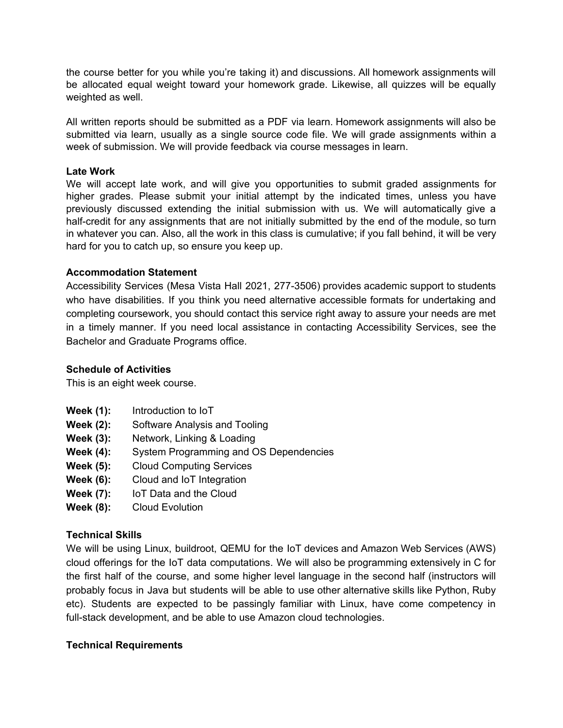the course better for you while you're taking it) and discussions. All homework assignments will be allocated equal weight toward your homework grade. Likewise, all quizzes will be equally weighted as well.

All written reports should be submitted as a PDF via learn. Homework assignments will also be submitted via learn, usually as a single source code file. We will grade assignments within a week of submission. We will provide feedback via course messages in learn.

**Late Work**
We will accept late work, and will give you opportunities to submit graded assignments for higher grades. Please submit your initial attempt by the indicated times, unless you have previously discussed extending the initial submission with us. We will automatically give a half-credit for any assignments that are not initially submitted by the end of the module, so turn in whatever you can. Also, all the work in this class is cumulative; if you fall behind, it will be very hard for you to catch up, so ensure you keep up.

**Accommodation Statement**
Accessibility Services (Mesa Vista Hall 2021, 277-3506) provides academic support to students who have disabilities. If you think you need alternative accessible formats for undertaking and completing coursework, you should contact this service right away to assure your needs are met in a timely manner. If you need local assistance in contacting Accessibility Services, see the Bachelor and Graduate Programs office.

**Schedule of Activities**
This is an eight week course.

**Week (1):** Introduction to IoT
**Week (2):** Software Analysis and Tooling
**Week (3):** Network, Linking & Loading
**Week (4):** System Programming and OS Dependencies
**Week (5):** Cloud Computing Services
**Week (6):** Cloud and IoT Integration
**Week (7):** IoT Data and the Cloud
**Week (8):** Cloud Evolution

**Technical Skills**
We will be using Linux, buildroot, QEMU for the IoT devices and Amazon Web Services (AWS) cloud offerings for the IoT data computations. We will also be programming extensively in C for the first half of the course, and some higher level language in the second half (instructors will probably focus in Java but students will be able to use other alternative skills like Python, Ruby etc). Students are expected to be passingly familiar with Linux, have come competency in full-stack development, and be able to use Amazon cloud technologies.

**Technical Requirements**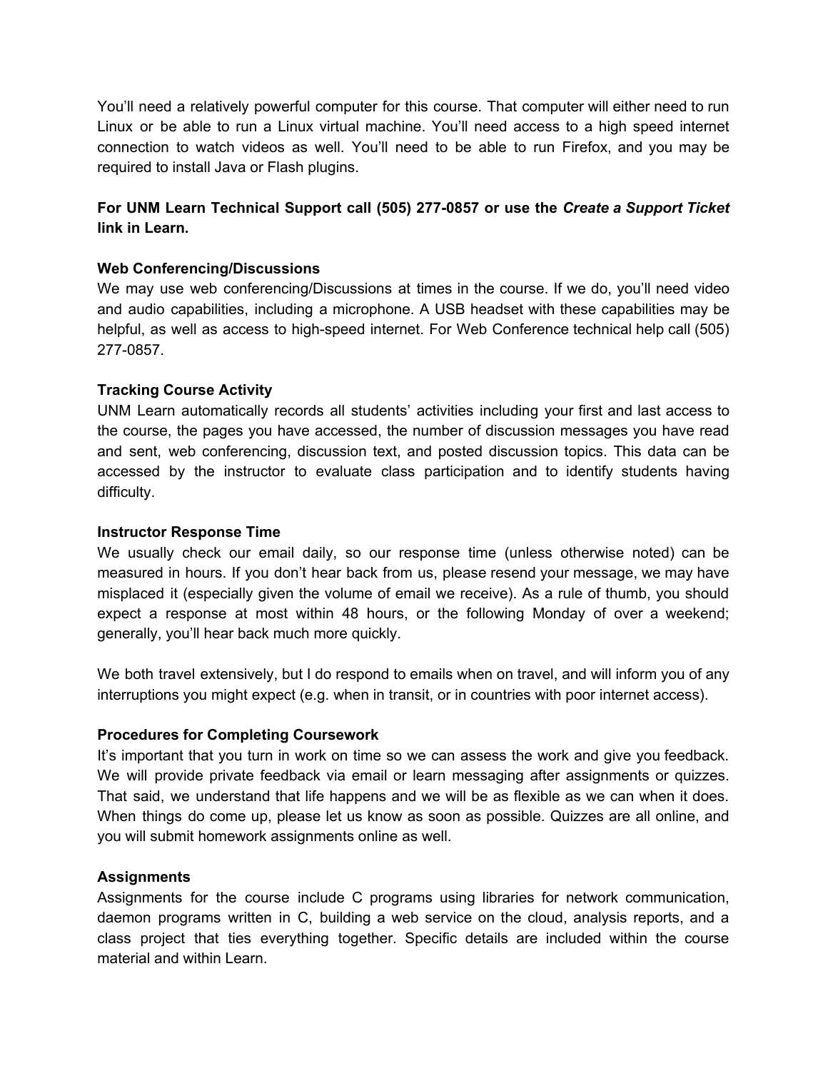You'll need a relatively powerful computer for this course. That computer will either need to run Linux or be able to run a Linux virtual machine. You'll need access to a high speed internet connection to watch videos as well. You'll need to be able to run Firefox, and you may be required to install Java or Flash plugins.

**For UNM Learn Technical Support call (505) 277-0857 or use the *Create a Support Ticket* link in Learn.**

**Web Conferencing/Discussions**

We may use web conferencing/Discussions at times in the course. If we do, you'll need video and audio capabilities, including a microphone. A USB headset with these capabilities may be helpful, as well as access to high-speed internet. For Web Conference technical help call (505) 277-0857.

**Tracking Course Activity**

UNM Learn automatically records all students' activities including your first and last access to the course, the pages you have accessed, the number of discussion messages you have read and sent, web conferencing, discussion text, and posted discussion topics. This data can be accessed by the instructor to evaluate class participation and to identify students having difficulty.

**Instructor Response Time**

We usually check our email daily, so our response time (unless otherwise noted) can be measured in hours. If you don't hear back from us, please resend your message, we may have misplaced it (especially given the volume of email we receive). As a rule of thumb, you should expect a response at most within 48 hours, or the following Monday of over a weekend; generally, you'll hear back much more quickly.

We both travel extensively, but I do respond to emails when on travel, and will inform you of any interruptions you might expect (e.g. when in transit, or in countries with poor internet access).

**Procedures for Completing Coursework**

It's important that you turn in work on time so we can assess the work and give you feedback. We will provide private feedback via email or learn messaging after assignments or quizzes. That said, we understand that life happens and we will be as flexible as we can when it does. When things do come up, please let us know as soon as possible. Quizzes are all online, and you will submit homework assignments online as well.

**Assignments**

Assignments for the course include C programs using libraries for network communication, daemon programs written in C, building a web service on the cloud, analysis reports, and a class project that ties everything together. Specific details are included within the course material and within Learn.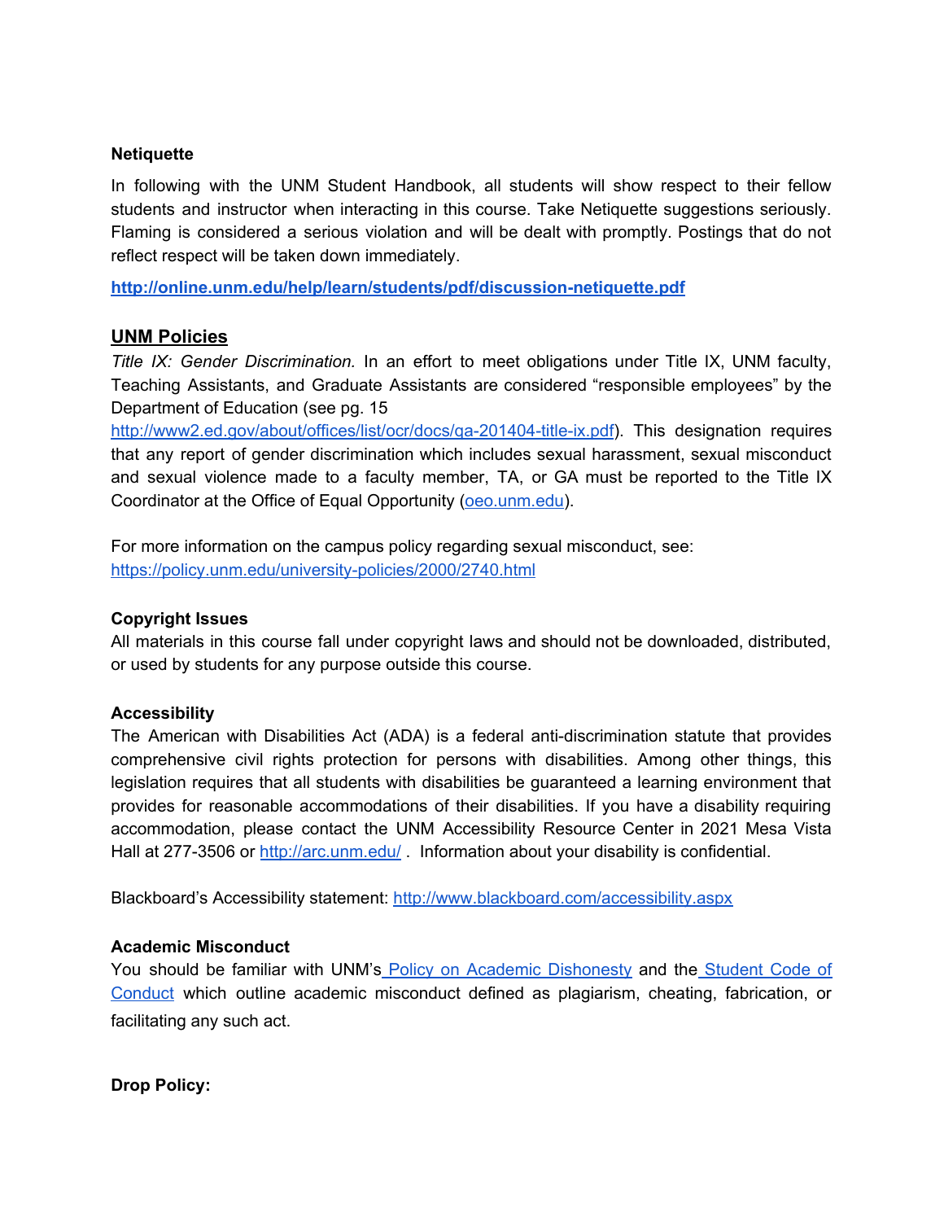**Netiquette**

In following with the UNM Student Handbook, all students will show respect to their fellow students and instructor when interacting in this course. Take Netiquette suggestions seriously. Flaming is considered a serious violation and will be dealt with promptly. Postings that do not reflect respect will be taken down immediately.

**[http://online.unm.edu/help/learn/students/pdf/discussion-netiquette.pdf](http://online.unm.edu/help/learn/students/pdf/discussion-netiquette.pdf)**

## UNM Policies

*Title IX: Gender Discrimination.* In an effort to meet obligations under Title IX, UNM faculty, Teaching Assistants, and Graduate Assistants are considered "responsible employees" by the Department of Education (see pg. 15 [http://www2.ed.gov/about/offices/list/ocr/docs/qa-201404-title-ix.pdf](http://www2.ed.gov/about/offices/list/ocr/docs/qa-201404-title-ix.pdf)). This designation requires that any report of gender discrimination which includes sexual harassment, sexual misconduct and sexual violence made to a faculty member, TA, or GA must be reported to the Title IX Coordinator at the Office of Equal Opportunity ([oeo.unm.edu](oeo.unm.edu)).

For more information on the campus policy regarding sexual misconduct, see: [https://policy.unm.edu/university-policies/2000/2740.html](https://policy.unm.edu/university-policies/2000/2740.html)

**Copyright Issues**

All materials in this course fall under copyright laws and should not be downloaded, distributed, or used by students for any purpose outside this course.

**Accessibility**

The American with Disabilities Act (ADA) is a federal anti-discrimination statute that provides comprehensive civil rights protection for persons with disabilities. Among other things, this legislation requires that all students with disabilities be guaranteed a learning environment that provides for reasonable accommodations of their disabilities. If you have a disability requiring accommodation, please contact the UNM Accessibility Resource Center in 2021 Mesa Vista Hall at 277-3506 or [http://arc.unm.edu/](http://arc.unm.edu/) . Information about your disability is confidential.

Blackboard's Accessibility statement: [http://www.blackboard.com/accessibility.aspx](http://www.blackboard.com/accessibility.aspx)

**Academic Misconduct**

You should be familiar with UNM's Policy on Academic Dishonesty and the Student Code of Conduct which outline academic misconduct defined as plagiarism, cheating, fabrication, or facilitating any such act.

**Drop Policy:**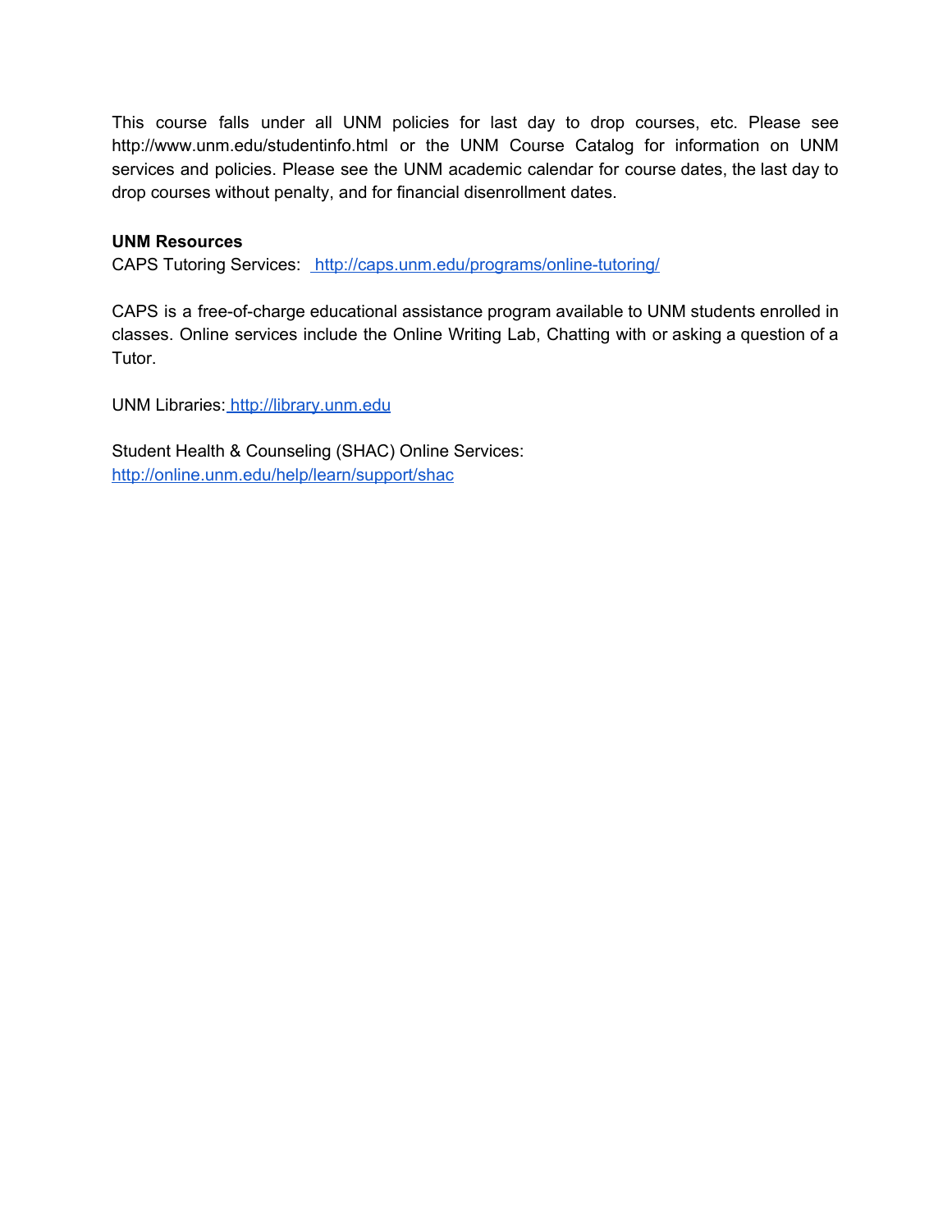This course falls under all UNM policies for last day to drop courses, etc. Please see http://www.unm.edu/studentinfo.html or the UNM Course Catalog for information on UNM services and policies. Please see the UNM academic calendar for course dates, the last day to drop courses without penalty, and for financial disenrollment dates.

**UNM Resources**

CAPS Tutoring Services: http://caps.unm.edu/programs/online-tutoring/

CAPS is a free-of-charge educational assistance program available to UNM students enrolled in classes. Online services include the Online Writing Lab, Chatting with or asking a question of a Tutor.

UNM Libraries: http://library.unm.edu

Student Health & Counseling (SHAC) Online Services:
http://online.unm.edu/help/learn/support/shac